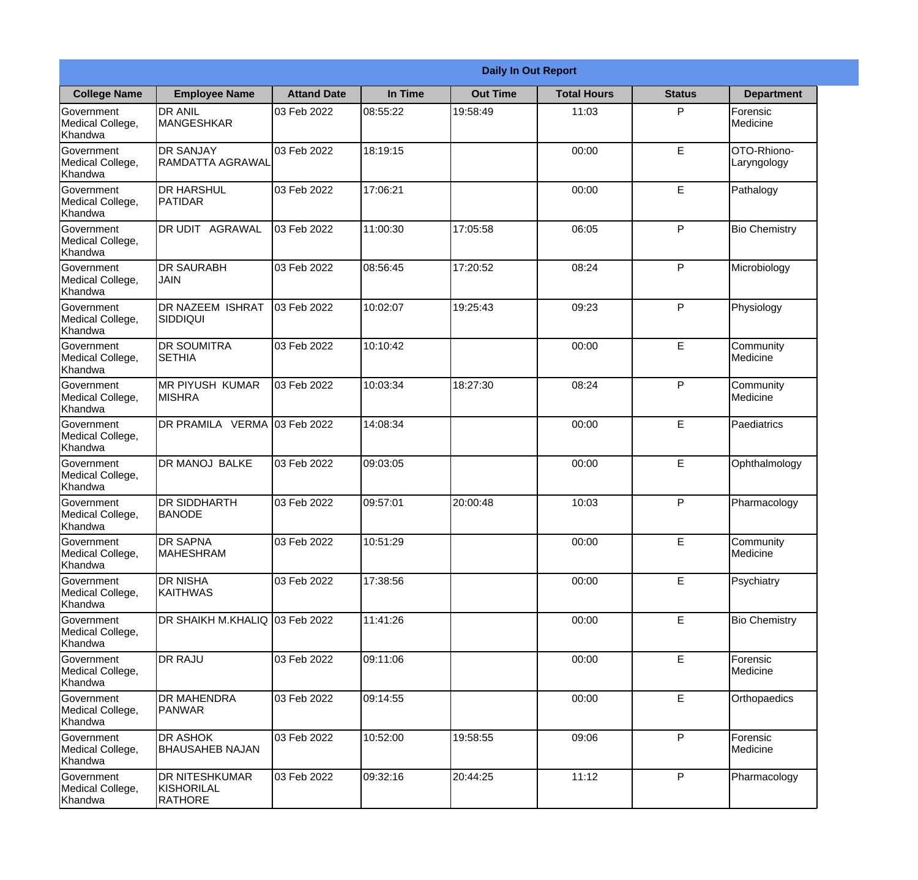| Daily In Out Report | | | | | | | |
|---|---|---|---|---|---|---|---|
| **College Name** | **Employee Name** | **Attand Date** | **In Time** | **Out Time** | **Total Hours** | **Status** | **Department** |
| Government Medical College, Khandwa | DR ANIL MANGESHKAR | 03 Feb 2022 | 08:55:22 | 19:58:49 | 11:03 | P | Forensic Medicine |
| Government Medical College, Khandwa | DR SANJAY RAMDATTA AGRAWAL | 03 Feb 2022 | 18:19:15 | | 00:00 | E | OTO-Rhiono-Laryngology |
| Government Medical College, Khandwa | DR HARSHUL PATIDAR | 03 Feb 2022 | 17:06:21 | | 00:00 | E | Pathalogy |
| Government Medical College, Khandwa | DR UDIT AGRAWAL | 03 Feb 2022 | 11:00:30 | 17:05:58 | 06:05 | P | Bio Chemistry |
| Government Medical College, Khandwa | DR SAURABH JAIN | 03 Feb 2022 | 08:56:45 | 17:20:52 | 08:24 | P | Microbiology |
| Government Medical College, Khandwa | DR NAZEEM ISHRAT SIDDIQUI | 03 Feb 2022 | 10:02:07 | 19:25:43 | 09:23 | P | Physiology |
| Government Medical College, Khandwa | DR SOUMITRA SETHIA | 03 Feb 2022 | 10:10:42 | | 00:00 | E | Community Medicine |
| Government Medical College, Khandwa | MR PIYUSH KUMAR MISHRA | 03 Feb 2022 | 10:03:34 | 18:27:30 | 08:24 | P | Community Medicine |
| Government Medical College, Khandwa | DR PRAMILA VERMA | 03 Feb 2022 | 14:08:34 | | 00:00 | E | Paediatrics |
| Government Medical College, Khandwa | DR MANOJ BALKE | 03 Feb 2022 | 09:03:05 | | 00:00 | E | Ophthalmology |
| Government Medical College, Khandwa | DR SIDDHARTH BANODE | 03 Feb 2022 | 09:57:01 | 20:00:48 | 10:03 | P | Pharmacology |
| Government Medical College, Khandwa | DR SAPNA MAHESHRAM | 03 Feb 2022 | 10:51:29 | | 00:00 | E | Community Medicine |
| Government Medical College, Khandwa | DR NISHA KAITHWAS | 03 Feb 2022 | 17:38:56 | | 00:00 | E | Psychiatry |
| Government Medical College, Khandwa | DR SHAIKH M.KHALIQ | 03 Feb 2022 | 11:41:26 | | 00:00 | E | Bio Chemistry |
| Government Medical College, Khandwa | DR RAJU | 03 Feb 2022 | 09:11:06 | | 00:00 | E | Forensic Medicine |
| Government Medical College, Khandwa | DR MAHENDRA PANWAR | 03 Feb 2022 | 09:14:55 | | 00:00 | E | Orthopaedics |
| Government Medical College, Khandwa | DR ASHOK BHAUSAHEB NAJAN | 03 Feb 2022 | 10:52:00 | 19:58:55 | 09:06 | P | Forensic Medicine |
| Government Medical College, Khandwa | DR NITESHKUMAR KISHORILAL RATHORE | 03 Feb 2022 | 09:32:16 | 20:44:25 | 11:12 | P | Pharmacology |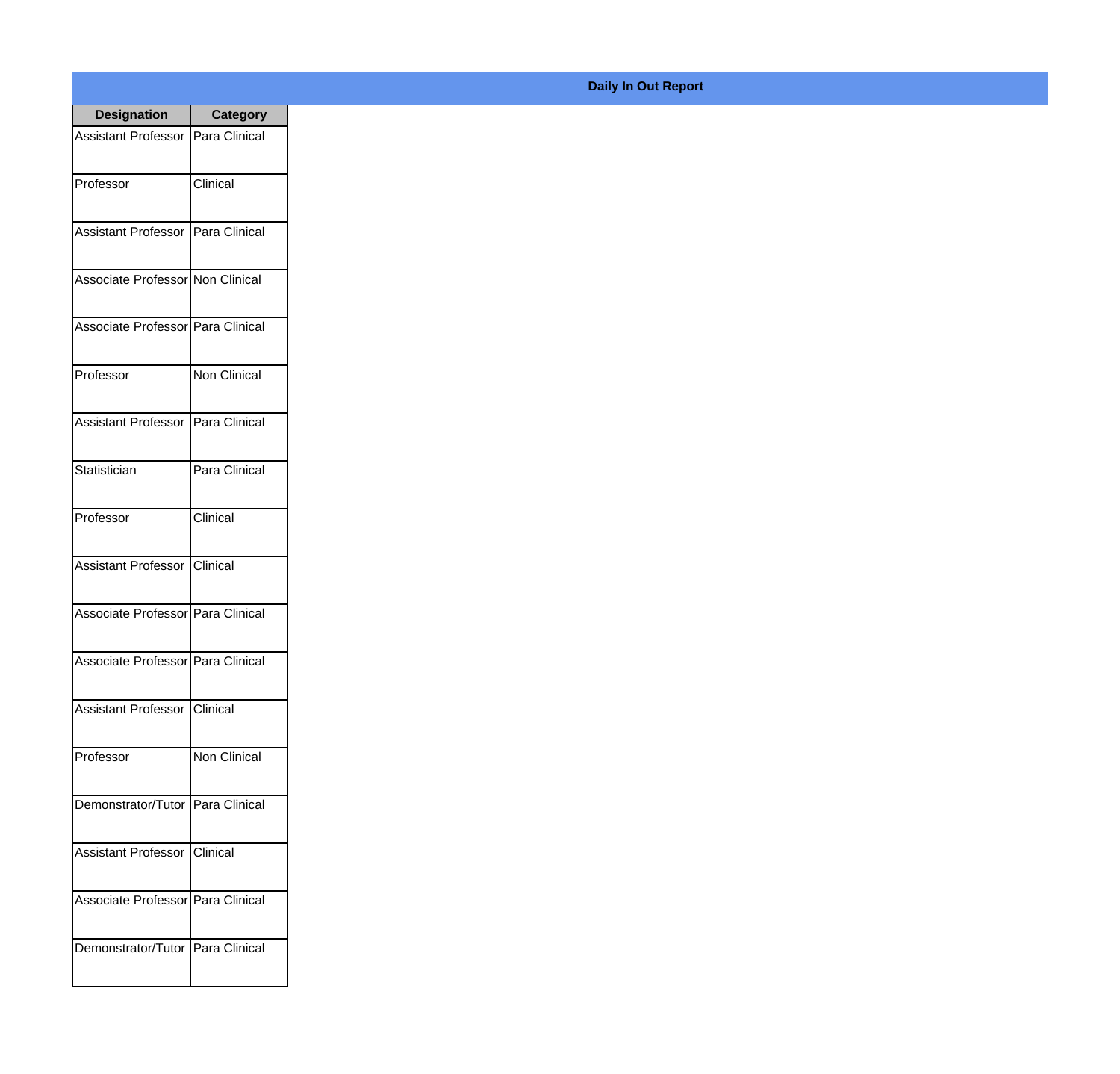**Daily In Out Report**

| Designation | Category |
|---|---|
| Assistant Professor | Para Clinical |
| Professor | Clinical |
| Assistant Professor | Para Clinical |
| Associate Professor | Non Clinical |
| Associate Professor | Para Clinical |
| Professor | Non Clinical |
| Assistant Professor | Para Clinical |
| Statistician | Para Clinical |
| Professor | Clinical |
| Assistant Professor | Clinical |
| Associate Professor | Para Clinical |
| Associate Professor | Para Clinical |
| Assistant Professor | Clinical |
| Professor | Non Clinical |
| Demonstrator/Tutor | Para Clinical |
| Assistant Professor | Clinical |
| Associate Professor | Para Clinical |
| Demonstrator/Tutor | Para Clinical |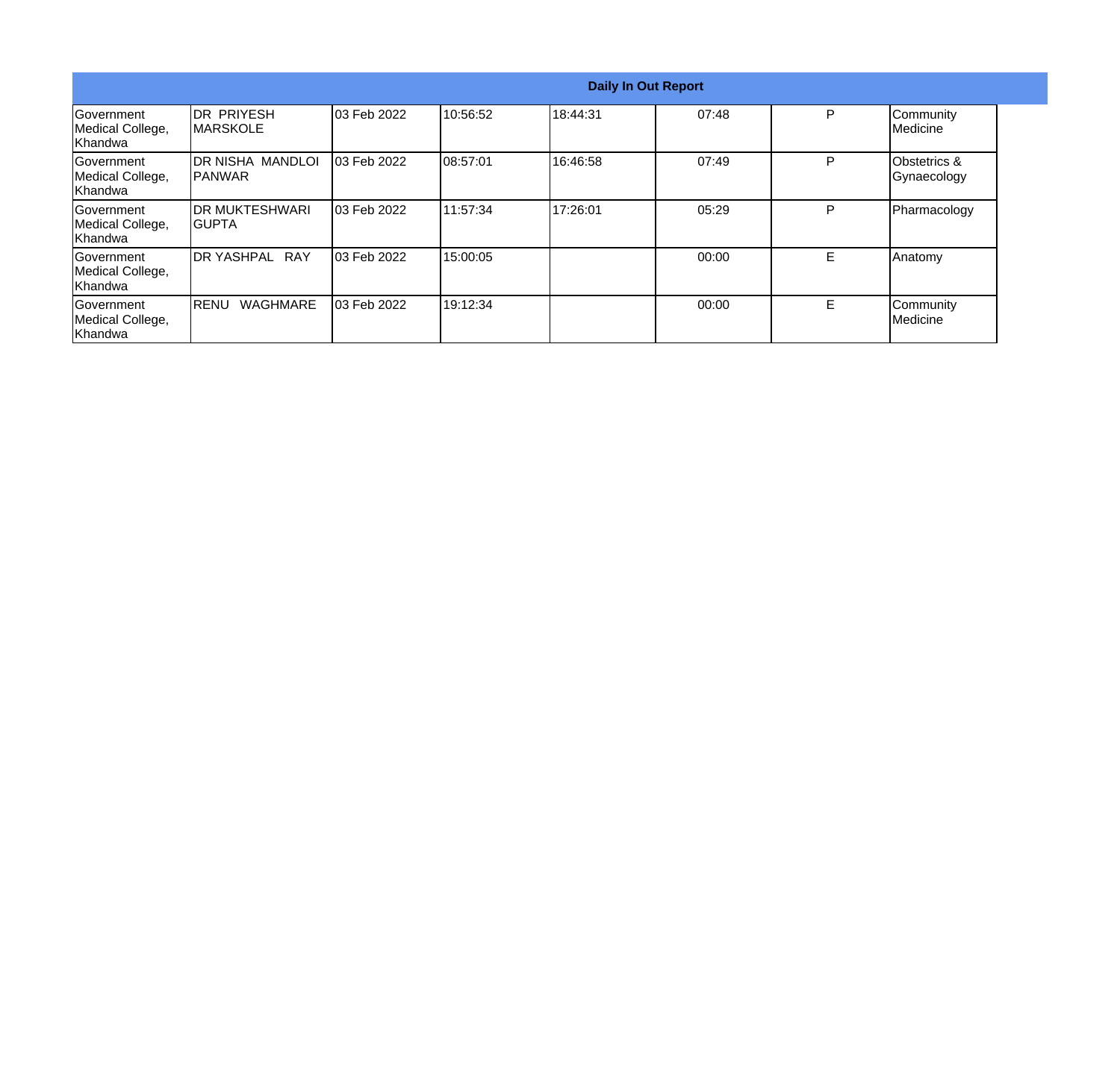| Daily In Out Report | | | | | | | |
|---|---|---|---|---|---|---|---|
| Government Medical College, Khandwa | DR PRIYESH MARSKOLE | 03 Feb 2022 | 10:56:52 | 18:44:31 | 07:48 | P | Community Medicine |
| Government Medical College, Khandwa | DR NISHA MANDLOI PANWAR | 03 Feb 2022 | 08:57:01 | 16:46:58 | 07:49 | P | Obstetrics & Gynaecology |
| Government Medical College, Khandwa | DR MUKTESHWARI GUPTA | 03 Feb 2022 | 11:57:34 | 17:26:01 | 05:29 | P | Pharmacology |
| Government Medical College, Khandwa | DR YASHPAL RAY | 03 Feb 2022 | 15:00:05 | | 00:00 | E | Anatomy |
| Government Medical College, Khandwa | RENU WAGHMARE | 03 Feb 2022 | 19:12:34 | | 00:00 | E | Community Medicine |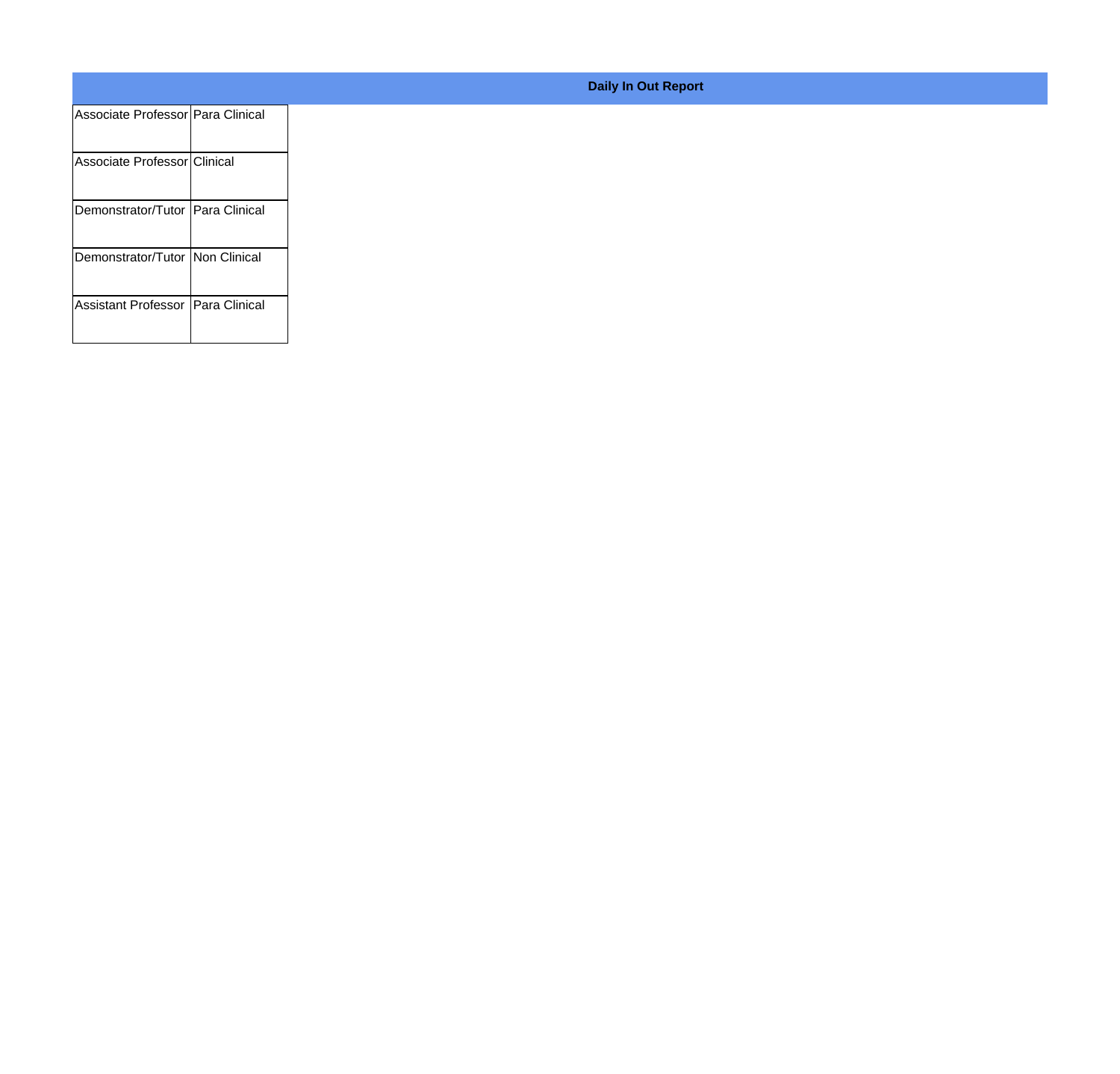**Daily In Out Report**

| | |
|---|---|
| Associate Professor | Para Clinical |
| Associate Professor | Clinical |
| Demonstrator/Tutor | Para Clinical |
| Demonstrator/Tutor | Non Clinical |
| Assistant Professor | Para Clinical |